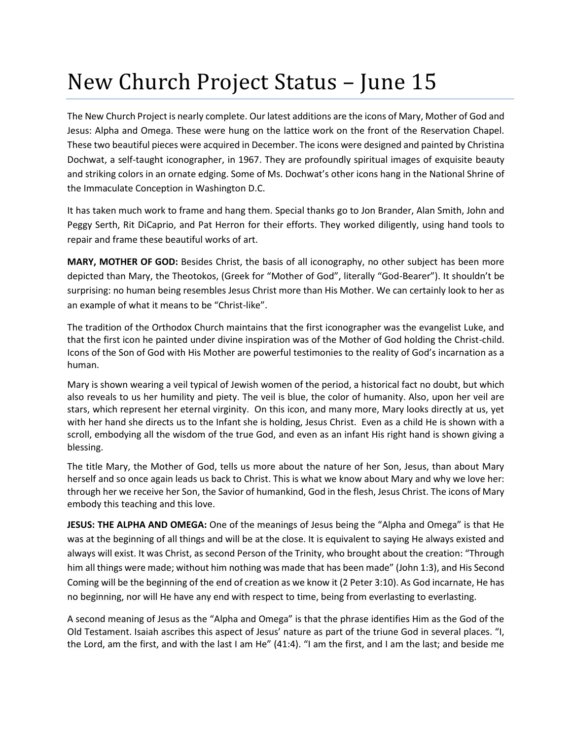# New Church Project Status – June 15

The New Church Project is nearly complete. Our latest additions are the icons of Mary, Mother of God and Jesus: Alpha and Omega. These were hung on the lattice work on the front of the Reservation Chapel. These two beautiful pieces were acquired in December. The icons were designed and painted by Christina Dochwat, a self-taught iconographer, in 1967. They are profoundly spiritual images of exquisite beauty and striking colors in an ornate edging. Some of Ms. Dochwat's other icons hang in the National Shrine of the Immaculate Conception in Washington D.C.

It has taken much work to frame and hang them. Special thanks go to Jon Brander, Alan Smith, John and Peggy Serth, Rit DiCaprio, and Pat Herron for their efforts. They worked diligently, using hand tools to repair and frame these beautiful works of art.

**MARY, MOTHER OF GOD:** Besides Christ, the basis of all iconography, no other subject has been more depicted than Mary, the Theotokos, (Greek for "Mother of God", literally "God-Bearer"). It shouldn't be surprising: no human being resembles Jesus Christ more than His Mother. We can certainly look to her as an example of what it means to be "Christ-like".

The tradition of the Orthodox Church maintains that the first iconographer was the evangelist Luke, and that the first icon he painted under divine inspiration was of the Mother of God holding the Christ-child. Icons of the Son of God with His Mother are powerful testimonies to the reality of God's incarnation as a human.

Mary is shown wearing a veil typical of Jewish women of the period, a historical fact no doubt, but which also reveals to us her humility and piety. The veil is blue, the color of humanity. Also, upon her veil are stars, which represent her eternal virginity. On this icon, and many more, Mary looks directly at us, yet with her hand she directs us to the Infant she is holding, Jesus Christ. Even as a child He is shown with a scroll, embodying all the wisdom of the true God, and even as an infant His right hand is shown giving a blessing.

The title Mary, the Mother of God, tells us more about the nature of her Son, Jesus, than about Mary herself and so once again leads us back to Christ. This is what we know about Mary and why we love her: through her we receive her Son, the Savior of humankind, God in the flesh, Jesus Christ. The icons of Mary embody this teaching and this love.

**JESUS: THE ALPHA AND OMEGA:** One of the meanings of Jesus being the "Alpha and Omega" is that He was at the beginning of all things and will be at the close. It is equivalent to saying He always existed and always will exist. It was Christ, as second Person of the Trinity, who brought about the creation: "Through him all things were made; without him nothing was made that has been made" (John 1:3), and His Second Coming will be the beginning of the end of creation as we know it (2 Peter 3:10). As God incarnate, He has no beginning, nor will He have any end with respect to time, being from everlasting to everlasting.

A second meaning of Jesus as the "Alpha and Omega" is that the phrase identifies Him as the God of the Old Testament. Isaiah ascribes this aspect of Jesus' nature as part of the triune God in several places. "I, the Lord, am the first, and with the last I am He" (41:4). "I am the first, and I am the last; and beside me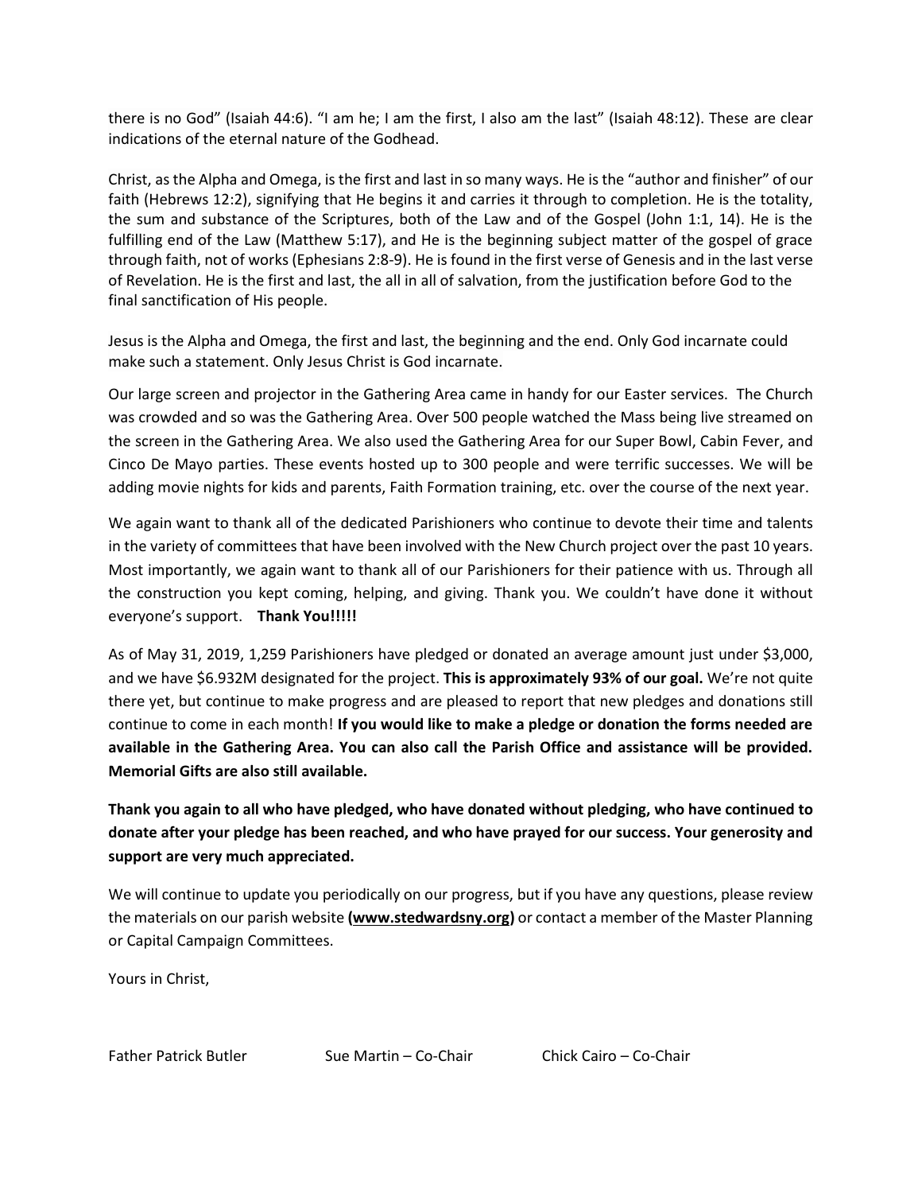there is no God" (Isaiah 44:6). "I am he; I am the first, I also am the last" (Isaiah 48:12). These are clear indications of the eternal nature of the Godhead.

Christ, as the Alpha and Omega, is the first and last in so many ways. He is the "author and finisher" of our faith (Hebrews 12:2), signifying that He begins it and carries it through to completion. He is the totality, the sum and substance of the Scriptures, both of the Law and of the Gospel (John 1:1, 14). He is the fulfilling end of the Law (Matthew 5:17), and He is the beginning subject matter of the gospel of grace through faith, not of works (Ephesians 2:8-9). He is found in the first verse of Genesis and in the last verse of Revelation. He is the first and last, the all in all of salvation, from the justification before God to the final sanctification of His people.

Jesus is the Alpha and Omega, the first and last, the beginning and the end. Only God incarnate could make such a statement. Only Jesus Christ is God incarnate.

Our large screen and projector in the Gathering Area came in handy for our Easter services. The Church was crowded and so was the Gathering Area. Over 500 people watched the Mass being live streamed on the screen in the Gathering Area. We also used the Gathering Area for our Super Bowl, Cabin Fever, and Cinco De Mayo parties. These events hosted up to 300 people and were terrific successes. We will be adding movie nights for kids and parents, Faith Formation training, etc. over the course of the next year.

We again want to thank all of the dedicated Parishioners who continue to devote their time and talents in the variety of committees that have been involved with the New Church project over the past 10 years. Most importantly, we again want to thank all of our Parishioners for their patience with us. Through all the construction you kept coming, helping, and giving. Thank you. We couldn't have done it without everyone's support. **Thank You!!!!!**

As of May 31, 2019, 1,259 Parishioners have pledged or donated an average amount just under $3,000, and we have $6.932M designated for the project. **This is approximately 93% of our goal.** We're not quite there yet, but continue to make progress and are pleased to report that new pledges and donations still continue to come in each month! **If you would like to make a pledge or donation the forms needed are available in the Gathering Area. You can also call the Parish Office and assistance will be provided. Memorial Gifts are also still available.**

**Thank you again to all who have pledged, who have donated without pledging, who have continued to donate after your pledge has been reached, and who have prayed for our success. Your generosity and support are very much appreciated.**

We will continue to update you periodically on our progress, but if you have any questions, please review the materials on our parish website **(www.stedwardsny.org)** or contact a member of the Master Planning or Capital Campaign Committees.

Yours in Christ,

Father Patrick Butler    Sue Martin – Co-Chair    Chick Cairo – Co-Chair